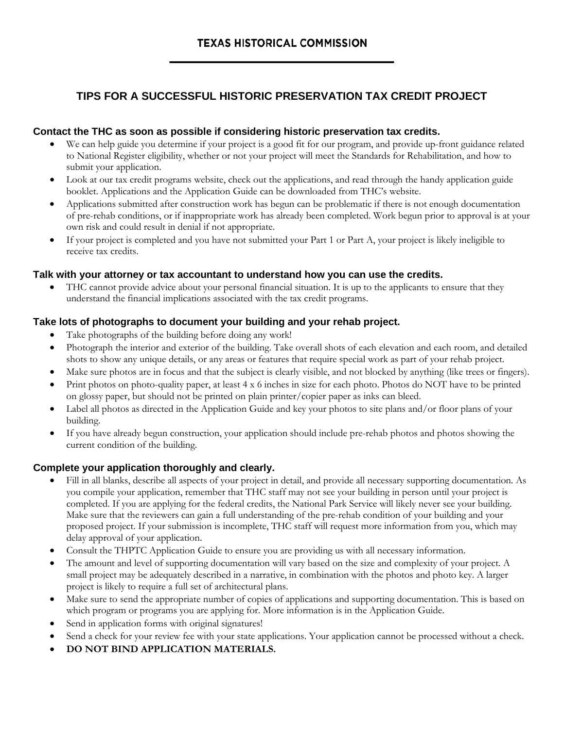# TEXAS HISTORICAL COMMISSION

## TIPS FOR A SUCCESSFUL HISTORIC PRESERVATION TAX CREDIT PROJECT

### Contact the THC as soon as possible if considering historic preservation tax credits.

- We can help guide you determine if your project is a good fit for our program, and provide up-front guidance related to National Register eligibility, whether or not your project will meet the Standards for Rehabilitation, and how to submit your application.
- Look at our tax credit programs website, check out the applications, and read through the handy application guide booklet. Applications and the Application Guide can be downloaded from THC's website.
- Applications submitted after construction work has begun can be problematic if there is not enough documentation of pre-rehab conditions, or if inappropriate work has already been completed. Work begun prior to approval is at your own risk and could result in denial if not appropriate.
- If your project is completed and you have not submitted your Part 1 or Part A, your project is likely ineligible to receive tax credits.

### Talk with your attorney or tax accountant to understand how you can use the credits.

- THC cannot provide advice about your personal financial situation. It is up to the applicants to ensure that they understand the financial implications associated with the tax credit programs.

### Take lots of photographs to document your building and your rehab project.

- Take photographs of the building before doing any work!
- Photograph the interior and exterior of the building. Take overall shots of each elevation and each room, and detailed shots to show any unique details, or any areas or features that require special work as part of your rehab project.
- Make sure photos are in focus and that the subject is clearly visible, and not blocked by anything (like trees or fingers).
- Print photos on photo-quality paper, at least 4 x 6 inches in size for each photo. Photos do NOT have to be printed on glossy paper, but should not be printed on plain printer/copier paper as inks can bleed.
- Label all photos as directed in the Application Guide and key your photos to site plans and/or floor plans of your building.
- If you have already begun construction, your application should include pre-rehab photos and photos showing the current condition of the building.

### Complete your application thoroughly and clearly.

- Fill in all blanks, describe all aspects of your project in detail, and provide all necessary supporting documentation. As you compile your application, remember that THC staff may not see your building in person until your project is completed. If you are applying for the federal credits, the National Park Service will likely never see your building. Make sure that the reviewers can gain a full understanding of the pre-rehab condition of your building and your proposed project. If your submission is incomplete, THC staff will request more information from you, which may delay approval of your application.
- Consult the THPTC Application Guide to ensure you are providing us with all necessary information.
- The amount and level of supporting documentation will vary based on the size and complexity of your project. A small project may be adequately described in a narrative, in combination with the photos and photo key. A larger project is likely to require a full set of architectural plans.
- Make sure to send the appropriate number of copies of applications and supporting documentation. This is based on which program or programs you are applying for. More information is in the Application Guide.
- Send in application forms with original signatures!
- Send a check for your review fee with your state applications. Your application cannot be processed without a check.
- **DO NOT BIND APPLICATION MATERIALS.**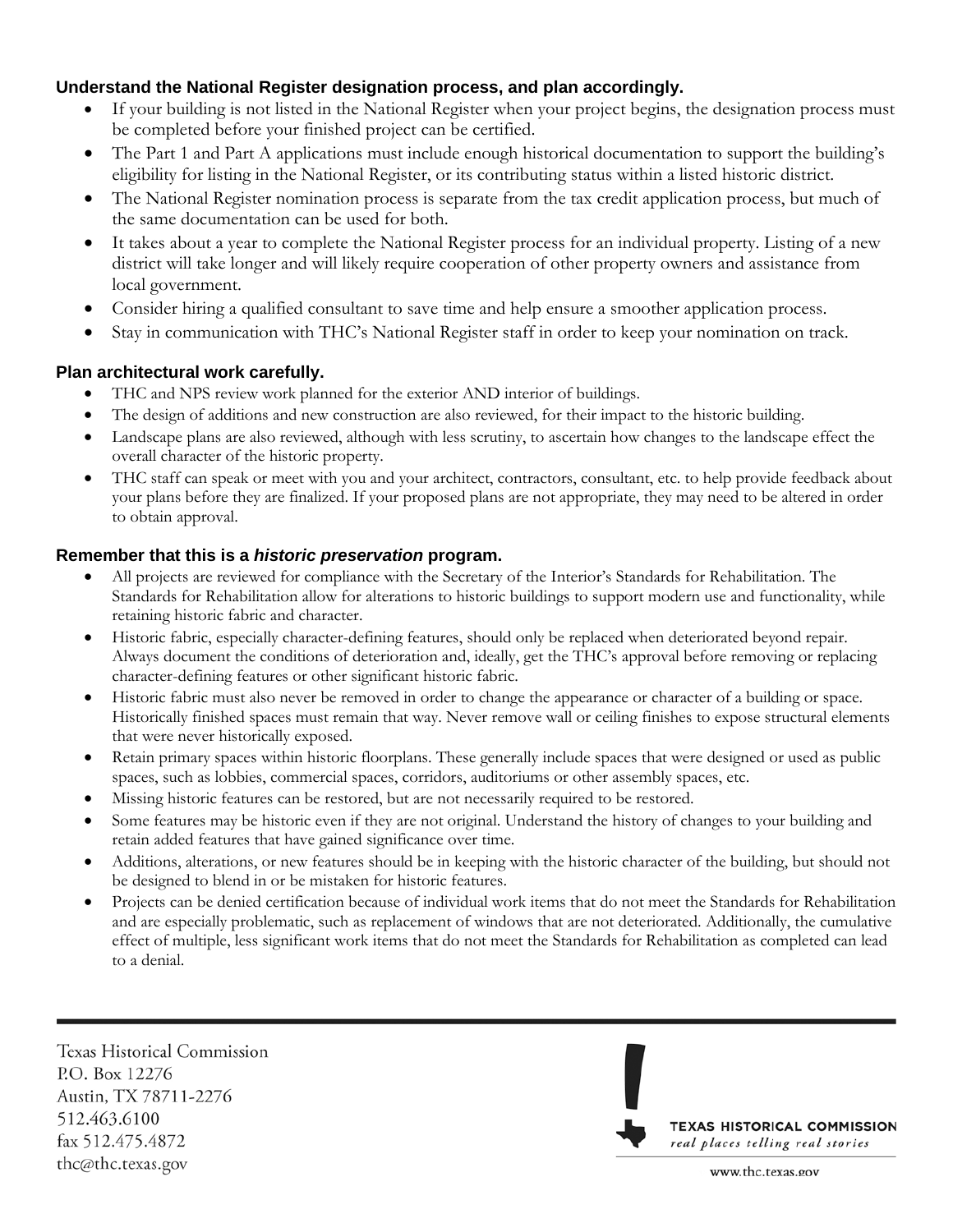**Understand the National Register designation process, and plan accordingly.**

- If your building is not listed in the National Register when your project begins, the designation process must be completed before your finished project can be certified.
- The Part 1 and Part A applications must include enough historical documentation to support the building's eligibility for listing in the National Register, or its contributing status within a listed historic district.
- The National Register nomination process is separate from the tax credit application process, but much of the same documentation can be used for both.
- It takes about a year to complete the National Register process for an individual property. Listing of a new district will take longer and will likely require cooperation of other property owners and assistance from local government.
- Consider hiring a qualified consultant to save time and help ensure a smoother application process.
- Stay in communication with THC's National Register staff in order to keep your nomination on track.

**Plan architectural work carefully.**

- THC and NPS review work planned for the exterior AND interior of buildings.
- The design of additions and new construction are also reviewed, for their impact to the historic building.
- Landscape plans are also reviewed, although with less scrutiny, to ascertain how changes to the landscape effect the overall character of the historic property.
- THC staff can speak or meet with you and your architect, contractors, consultant, etc. to help provide feedback about your plans before they are finalized. If your proposed plans are not appropriate, they may need to be altered in order to obtain approval.

**Remember that this is a *historic preservation* program.**

- All projects are reviewed for compliance with the Secretary of the Interior's Standards for Rehabilitation. The Standards for Rehabilitation allow for alterations to historic buildings to support modern use and functionality, while retaining historic fabric and character.
- Historic fabric, especially character-defining features, should only be replaced when deteriorated beyond repair. Always document the conditions of deterioration and, ideally, get the THC's approval before removing or replacing character-defining features or other significant historic fabric.
- Historic fabric must also never be removed in order to change the appearance or character of a building or space. Historically finished spaces must remain that way. Never remove wall or ceiling finishes to expose structural elements that were never historically exposed.
- Retain primary spaces within historic floorplans. These generally include spaces that were designed or used as public spaces, such as lobbies, commercial spaces, corridors, auditoriums or other assembly spaces, etc.
- Missing historic features can be restored, but are not necessarily required to be restored.
- Some features may be historic even if they are not original. Understand the history of changes to your building and retain added features that have gained significance over time.
- Additions, alterations, or new features should be in keeping with the historic character of the building, but should not be designed to blend in or be mistaken for historic features.
- Projects can be denied certification because of individual work items that do not meet the Standards for Rehabilitation and are especially problematic, such as replacement of windows that are not deteriorated. Additionally, the cumulative effect of multiple, less significant work items that do not meet the Standards for Rehabilitation as completed can lead to a denial.

Texas Historical Commission
P.O. Box 12276
Austin, TX 78711-2276
512.463.6100
fax 512.475.4872
thc@thc.texas.gov

TEXAS HISTORICAL COMMISSION
*real places telling real stories*

www.thc.texas.gov